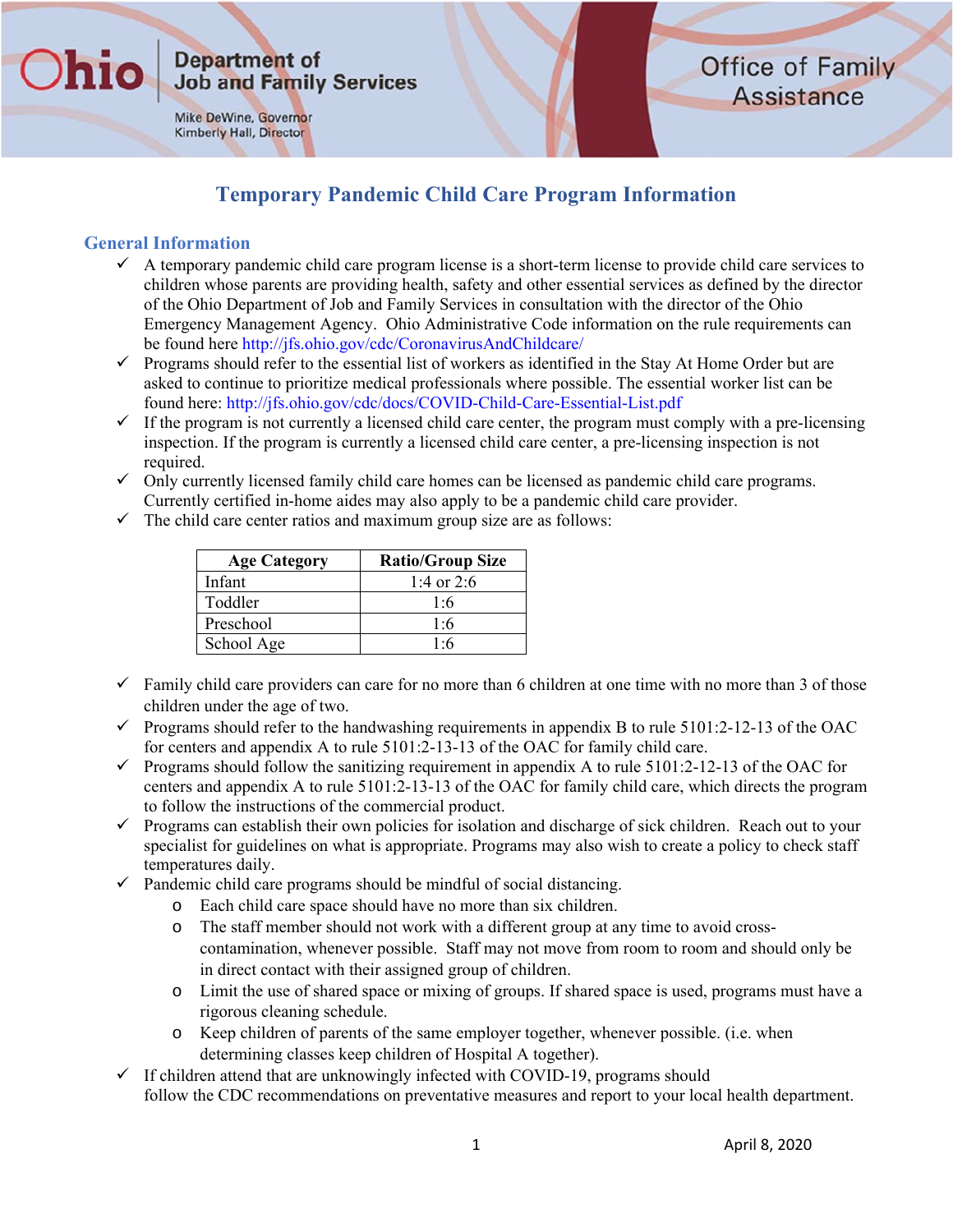Ohio | Department of Job and Family Services

Mike DeWine, Governor
Kimberly Hall, Director

Office of Family Assistance

# Temporary Pandemic Child Care Program Information

## General Information

- ✓ A temporary pandemic child care program license is a short-term license to provide child care services to children whose parents are providing health, safety and other essential services as defined by the director of the Ohio Department of Job and Family Services in consultation with the director of the Ohio Emergency Management Agency. Ohio Administrative Code information on the rule requirements can be found here http://jfs.ohio.gov/cdc/CoronavirusAndChildcare/
- ✓ Programs should refer to the essential list of workers as identified in the Stay At Home Order but are asked to continue to prioritize medical professionals where possible. The essential worker list can be found here: http://jfs.ohio.gov/cdc/docs/COVID-Child-Care-Essential-List.pdf
- ✓ If the program is not currently a licensed child care center, the program must comply with a pre-licensing inspection. If the program is currently a licensed child care center, a pre-licensing inspection is not required.
- ✓ Only currently licensed family child care homes can be licensed as pandemic child care programs. Currently certified in-home aides may also apply to be a pandemic child care provider.
- ✓ The child care center ratios and maximum group size are as follows:

| Age Category | Ratio/Group Size |
|---|---|
| Infant | 1:4 or 2:6 |
| Toddler | 1:6 |
| Preschool | 1:6 |
| School Age | 1:6 |

- ✓ Family child care providers can care for no more than 6 children at one time with no more than 3 of those children under the age of two.
- ✓ Programs should refer to the handwashing requirements in appendix B to rule 5101:2-12-13 of the OAC for centers and appendix A to rule 5101:2-13-13 of the OAC for family child care.
- ✓ Programs should follow the sanitizing requirement in appendix A to rule 5101:2-12-13 of the OAC for centers and appendix A to rule 5101:2-13-13 of the OAC for family child care, which directs the program to follow the instructions of the commercial product.
- ✓ Programs can establish their own policies for isolation and discharge of sick children. Reach out to your specialist for guidelines on what is appropriate. Programs may also wish to create a policy to check staff temperatures daily.
- ✓ Pandemic child care programs should be mindful of social distancing.
  - o Each child care space should have no more than six children.
  - o The staff member should not work with a different group at any time to avoid cross-contamination, whenever possible. Staff may not move from room to room and should only be in direct contact with their assigned group of children.
  - o Limit the use of shared space or mixing of groups. If shared space is used, programs must have a rigorous cleaning schedule.
  - o Keep children of parents of the same employer together, whenever possible. (i.e. when determining classes keep children of Hospital A together).
- ✓ If children attend that are unknowingly infected with COVID-19, programs should follow the CDC recommendations on preventative measures and report to your local health department.

April 8, 2020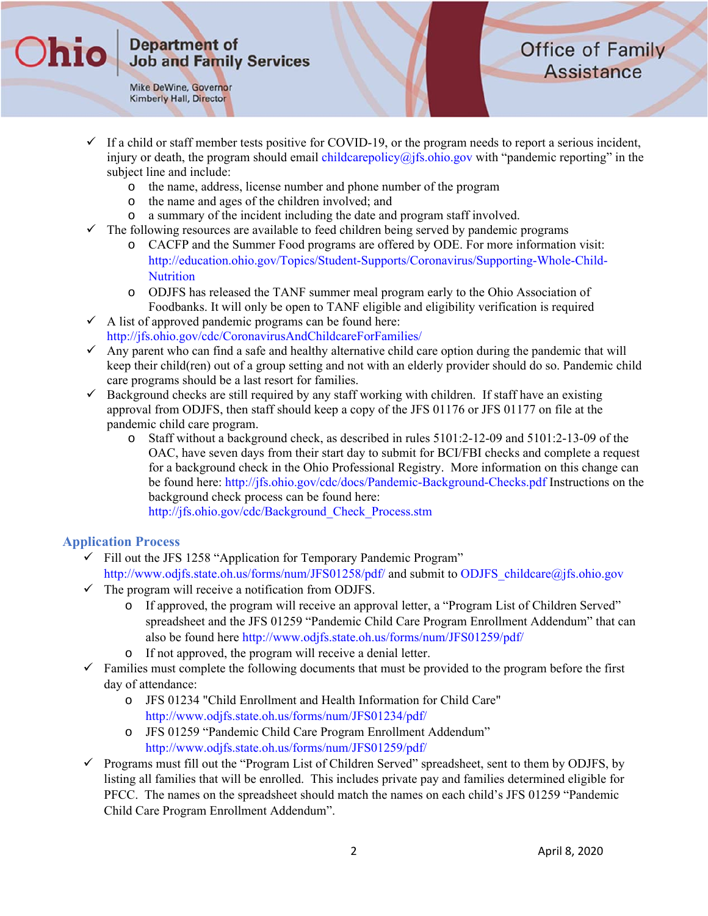- ✓ If a child or staff member tests positive for COVID-19, or the program needs to report a serious incident, injury or death, the program should email childcarepolicy@jfs.ohio.gov with "pandemic reporting" in the subject line and include:
  - the name, address, license number and phone number of the program
  - the name and ages of the children involved; and
  - a summary of the incident including the date and program staff involved.
- ✓ The following resources are available to feed children being served by pandemic programs
  - CACFP and the Summer Food programs are offered by ODE. For more information visit: http://education.ohio.gov/Topics/Student-Supports/Coronavirus/Supporting-Whole-Child-Nutrition
  - ODJFS has released the TANF summer meal program early to the Ohio Association of Foodbanks. It will only be open to TANF eligible and eligibility verification is required
- ✓ A list of approved pandemic programs can be found here: http://jfs.ohio.gov/cdc/CoronavirusAndChildcareForFamilies/
- ✓ Any parent who can find a safe and healthy alternative child care option during the pandemic that will keep their child(ren) out of a group setting and not with an elderly provider should do so. Pandemic child care programs should be a last resort for families.
- ✓ Background checks are still required by any staff working with children. If staff have an existing approval from ODJFS, then staff should keep a copy of the JFS 01176 or JFS 01177 on file at the pandemic child care program.
  - Staff without a background check, as described in rules 5101:2-12-09 and 5101:2-13-09 of the OAC, have seven days from their start day to submit for BCI/FBI checks and complete a request for a background check in the Ohio Professional Registry. More information on this change can be found here: http://jfs.ohio.gov/cdc/docs/Pandemic-Background-Checks.pdf Instructions on the background check process can be found here: http://jfs.ohio.gov/cdc/Background_Check_Process.stm

## Application Process

- ✓ Fill out the JFS 1258 "Application for Temporary Pandemic Program" http://www.odjfs.state.oh.us/forms/num/JFS01258/pdf/ and submit to ODJFS_childcare@jfs.ohio.gov
- ✓ The program will receive a notification from ODJFS.
  - If approved, the program will receive an approval letter, a "Program List of Children Served" spreadsheet and the JFS 01259 "Pandemic Child Care Program Enrollment Addendum" that can also be found here http://www.odjfs.state.oh.us/forms/num/JFS01259/pdf/
  - If not approved, the program will receive a denial letter.
- ✓ Families must complete the following documents that must be provided to the program before the first day of attendance:
  - JFS 01234 "Child Enrollment and Health Information for Child Care" http://www.odjfs.state.oh.us/forms/num/JFS01234/pdf/
  - JFS 01259 "Pandemic Child Care Program Enrollment Addendum" http://www.odjfs.state.oh.us/forms/num/JFS01259/pdf/
- ✓ Programs must fill out the "Program List of Children Served" spreadsheet, sent to them by ODJFS, by listing all families that will be enrolled. This includes private pay and families determined eligible for PFCC. The names on the spreadsheet should match the names on each child's JFS 01259 "Pandemic Child Care Program Enrollment Addendum".

April 8, 2020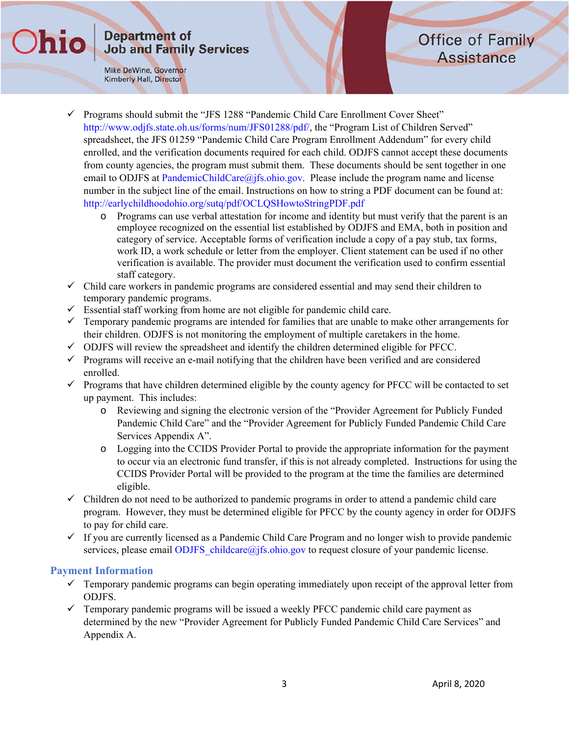- Programs should submit the "JFS 1288 "Pandemic Child Care Enrollment Cover Sheet" http://www.odjfs.state.oh.us/forms/num/JFS01288/pdf/, the "Program List of Children Served" spreadsheet, the JFS 01259 "Pandemic Child Care Program Enrollment Addendum" for every child enrolled, and the verification documents required for each child. ODJFS cannot accept these documents from county agencies, the program must submit them. These documents should be sent together in one email to ODJFS at PandemicChildCare@jfs.ohio.gov. Please include the program name and license number in the subject line of the email. Instructions on how to string a PDF document can be found at: http://earlychildhoodohio.org/sutq/pdf/OCLQSHowtoStringPDF.pdf
  - Programs can use verbal attestation for income and identity but must verify that the parent is an employee recognized on the essential list established by ODJFS and EMA, both in position and category of service. Acceptable forms of verification include a copy of a pay stub, tax forms, work ID, a work schedule or letter from the employer. Client statement can be used if no other verification is available. The provider must document the verification used to confirm essential staff category.
- Child care workers in pandemic programs are considered essential and may send their children to temporary pandemic programs.
- Essential staff working from home are not eligible for pandemic child care.
- Temporary pandemic programs are intended for families that are unable to make other arrangements for their children. ODJFS is not monitoring the employment of multiple caretakers in the home.
- ODJFS will review the spreadsheet and identify the children determined eligible for PFCC.
- Programs will receive an e-mail notifying that the children have been verified and are considered enrolled.
- Programs that have children determined eligible by the county agency for PFCC will be contacted to set up payment. This includes:
  - Reviewing and signing the electronic version of the "Provider Agreement for Publicly Funded Pandemic Child Care" and the "Provider Agreement for Publicly Funded Pandemic Child Care Services Appendix A".
  - Logging into the CCIDS Provider Portal to provide the appropriate information for the payment to occur via an electronic fund transfer, if this is not already completed. Instructions for using the CCIDS Provider Portal will be provided to the program at the time the families are determined eligible.
- Children do not need to be authorized to pandemic programs in order to attend a pandemic child care program. However, they must be determined eligible for PFCC by the county agency in order for ODJFS to pay for child care.
- If you are currently licensed as a Pandemic Child Care Program and no longer wish to provide pandemic services, please email ODJFS_childcare@jfs.ohio.gov to request closure of your pandemic license.

## Payment Information

- Temporary pandemic programs can begin operating immediately upon receipt of the approval letter from ODJFS.
- Temporary pandemic programs will be issued a weekly PFCC pandemic child care payment as determined by the new "Provider Agreement for Publicly Funded Pandemic Child Care Services" and Appendix A.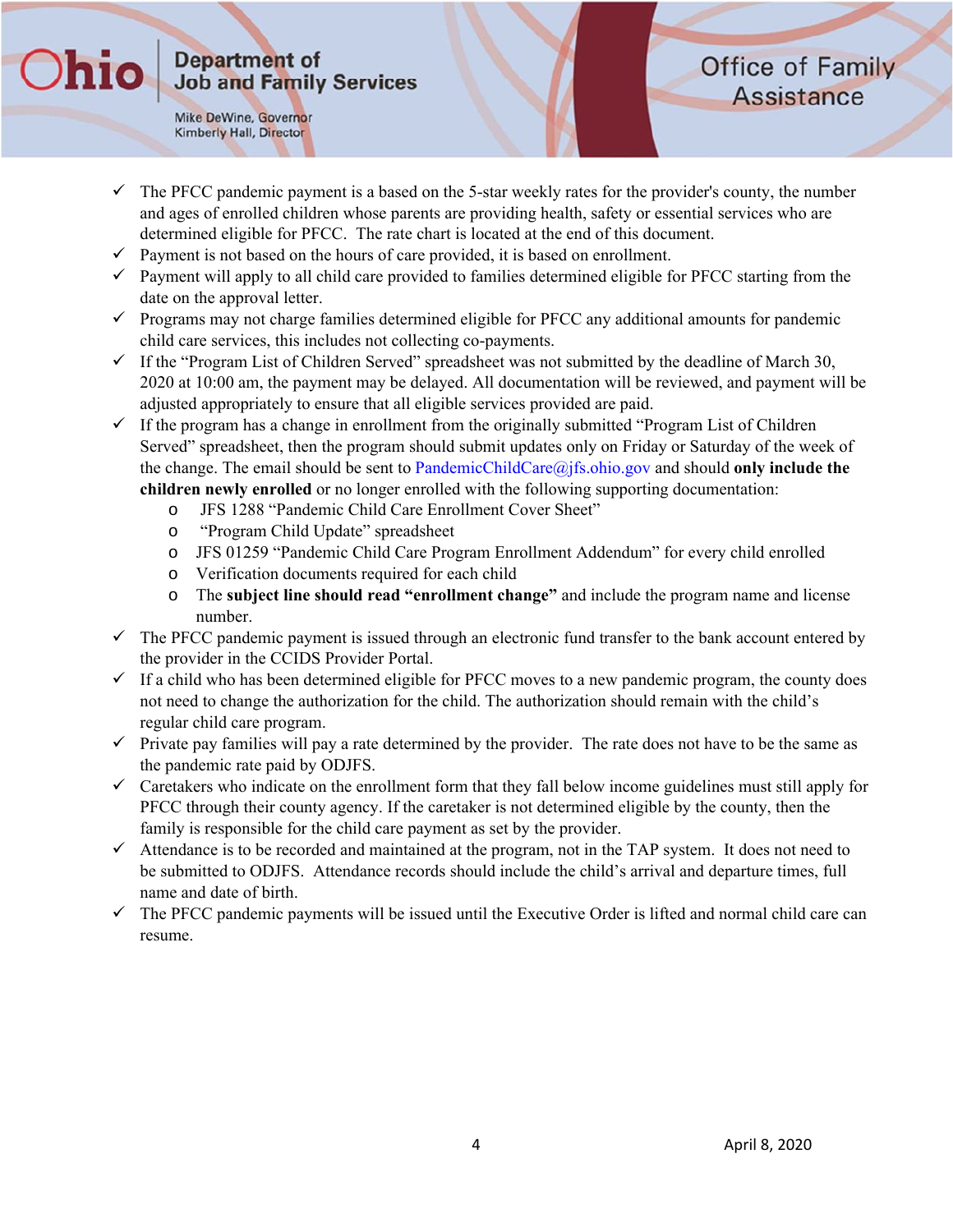- ✓ The PFCC pandemic payment is a based on the 5-star weekly rates for the provider's county, the number and ages of enrolled children whose parents are providing health, safety or essential services who are determined eligible for PFCC. The rate chart is located at the end of this document.
- ✓ Payment is not based on the hours of care provided, it is based on enrollment.
- ✓ Payment will apply to all child care provided to families determined eligible for PFCC starting from the date on the approval letter.
- ✓ Programs may not charge families determined eligible for PFCC any additional amounts for pandemic child care services, this includes not collecting co-payments.
- ✓ If the "Program List of Children Served" spreadsheet was not submitted by the deadline of March 30, 2020 at 10:00 am, the payment may be delayed. All documentation will be reviewed, and payment will be adjusted appropriately to ensure that all eligible services provided are paid.
- ✓ If the program has a change in enrollment from the originally submitted "Program List of Children Served" spreadsheet, then the program should submit updates only on Friday or Saturday of the week of the change. The email should be sent to PandemicChildCare@jfs.ohio.gov and should **only include the children newly enrolled** or no longer enrolled with the following supporting documentation:
  - JFS 1288 "Pandemic Child Care Enrollment Cover Sheet"
  - "Program Child Update" spreadsheet
  - JFS 01259 "Pandemic Child Care Program Enrollment Addendum" for every child enrolled
  - Verification documents required for each child
  - The **subject line should read "enrollment change"** and include the program name and license number.
- ✓ The PFCC pandemic payment is issued through an electronic fund transfer to the bank account entered by the provider in the CCIDS Provider Portal.
- ✓ If a child who has been determined eligible for PFCC moves to a new pandemic program, the county does not need to change the authorization for the child. The authorization should remain with the child's regular child care program.
- ✓ Private pay families will pay a rate determined by the provider. The rate does not have to be the same as the pandemic rate paid by ODJFS.
- ✓ Caretakers who indicate on the enrollment form that they fall below income guidelines must still apply for PFCC through their county agency. If the caretaker is not determined eligible by the county, then the family is responsible for the child care payment as set by the provider.
- ✓ Attendance is to be recorded and maintained at the program, not in the TAP system. It does not need to be submitted to ODJFS. Attendance records should include the child's arrival and departure times, full name and date of birth.
- ✓ The PFCC pandemic payments will be issued until the Executive Order is lifted and normal child care can resume.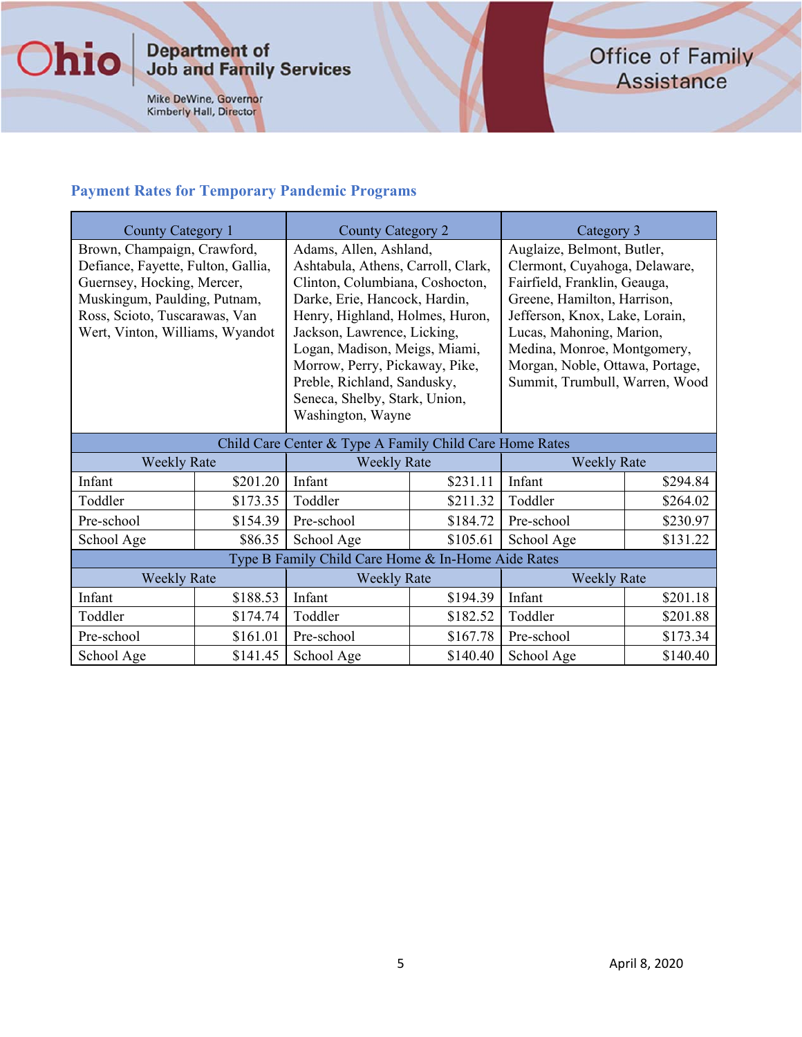## Payment Rates for Temporary Pandemic Programs

| County Category 1 | | County Category 2 | | Category 3 | |
|---|---|---|---|---|---|
| Brown, Champaign, Crawford, Defiance, Fayette, Fulton, Gallia, Guernsey, Hocking, Mercer, Muskingum, Paulding, Putnam, Ross, Scioto, Tuscarawas, Van Wert, Vinton, Williams, Wyandot | | Adams, Allen, Ashland, Ashtabula, Athens, Carroll, Clark, Clinton, Columbiana, Coshocton, Darke, Erie, Hancock, Hardin, Henry, Highland, Holmes, Huron, Jackson, Lawrence, Licking, Logan, Madison, Meigs, Miami, Morrow, Perry, Pickaway, Pike, Preble, Richland, Sandusky, Seneca, Shelby, Stark, Union, Washington, Wayne | | Auglaize, Belmont, Butler, Clermont, Cuyahoga, Delaware, Fairfield, Franklin, Geauga, Greene, Hamilton, Harrison, Jefferson, Knox, Lake, Lorain, Lucas, Mahoning, Marion, Medina, Monroe, Montgomery, Morgan, Noble, Ottawa, Portage, Summit, Trumbull, Warren, Wood | |
| Child Care Center & Type A Family Child Care Home Rates | | | | | |
| Weekly Rate | | Weekly Rate | | Weekly Rate | |
| Infant | $201.20 | Infant | $231.11 | Infant | $294.84 |
| Toddler | $173.35 | Toddler | $211.32 | Toddler | $264.02 |
| Pre-school | $154.39 | Pre-school | $184.72 | Pre-school | $230.97 |
| School Age | $86.35 | School Age | $105.61 | School Age | $131.22 |
| Type B Family Child Care Home & In-Home Aide Rates | | | | | |
| Weekly Rate | | Weekly Rate | | Weekly Rate | |
| Infant | $188.53 | Infant | $194.39 | Infant | $201.18 |
| Toddler | $174.74 | Toddler | $182.52 | Toddler | $201.88 |
| Pre-school | $161.01 | Pre-school | $167.78 | Pre-school | $173.34 |
| School Age | $141.45 | School Age | $140.40 | School Age | $140.40 |